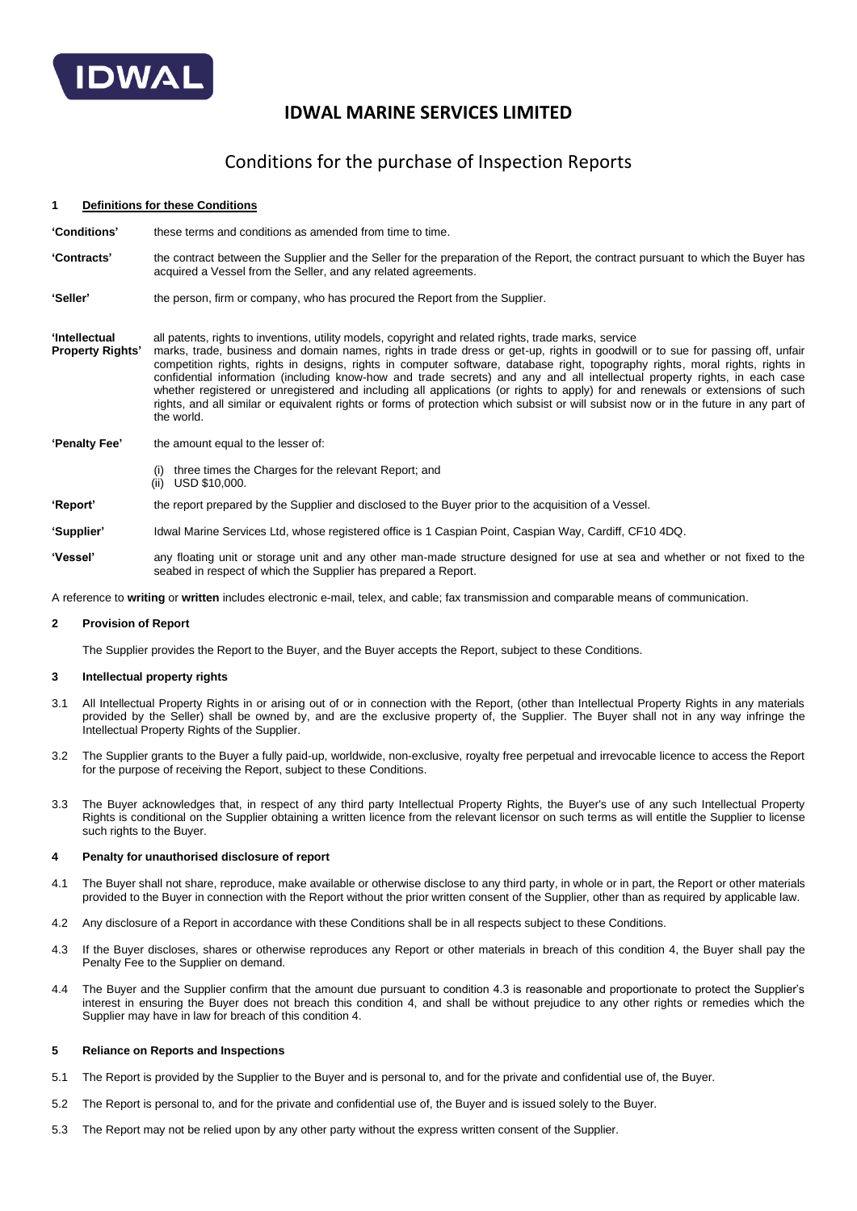# IDWAL MARINE SERVICES LIMITED

## Conditions for the purchase of Inspection Reports

### 1 Definitions for these Conditions

**'Conditions'** these terms and conditions as amended from time to time.

**'Contracts'** the contract between the Supplier and the Seller for the preparation of the Report, the contract pursuant to which the Buyer has acquired a Vessel from the Seller, and any related agreements.

**'Seller'** the person, firm or company, who has procured the Report from the Supplier.

**'Intellectual Property Rights'** all patents, rights to inventions, utility models, copyright and related rights, trade marks, service marks, trade, business and domain names, rights in trade dress or get-up, rights in goodwill or to sue for passing off, unfair competition rights, rights in designs, rights in computer software, database right, topography rights, moral rights, rights in confidential information (including know-how and trade secrets) and any and all intellectual property rights, in each case whether registered or unregistered and including all applications (or rights to apply) for and renewals or extensions of such rights, and all similar or equivalent rights or forms of protection which subsist or will subsist now or in the future in any part of the world.

**'Penalty Fee'** the amount equal to the lesser of:

(i) three times the Charges for the relevant Report; and
(ii) USD $10,000.

**'Report'** the report prepared by the Supplier and disclosed to the Buyer prior to the acquisition of a Vessel.

**'Supplier'** Idwal Marine Services Ltd, whose registered office is 1 Caspian Point, Caspian Way, Cardiff, CF10 4DQ.

**'Vessel'** any floating unit or storage unit and any other man-made structure designed for use at sea and whether or not fixed to the seabed in respect of which the Supplier has prepared a Report.

A reference to **writing** or **written** includes electronic e-mail, telex, and cable; fax transmission and comparable means of communication.

### 2 Provision of Report

The Supplier provides the Report to the Buyer, and the Buyer accepts the Report, subject to these Conditions.

### 3 Intellectual property rights

3.1 All Intellectual Property Rights in or arising out of or in connection with the Report, (other than Intellectual Property Rights in any materials provided by the Seller) shall be owned by, and are the exclusive property of, the Supplier. The Buyer shall not in any way infringe the Intellectual Property Rights of the Supplier.

3.2 The Supplier grants to the Buyer a fully paid-up, worldwide, non-exclusive, royalty free perpetual and irrevocable licence to access the Report for the purpose of receiving the Report, subject to these Conditions.

3.3 The Buyer acknowledges that, in respect of any third party Intellectual Property Rights, the Buyer's use of any such Intellectual Property Rights is conditional on the Supplier obtaining a written licence from the relevant licensor on such terms as will entitle the Supplier to license such rights to the Buyer.

### 4 Penalty for unauthorised disclosure of report

4.1 The Buyer shall not share, reproduce, make available or otherwise disclose to any third party, in whole or in part, the Report or other materials provided to the Buyer in connection with the Report without the prior written consent of the Supplier, other than as required by applicable law.

4.2 Any disclosure of a Report in accordance with these Conditions shall be in all respects subject to these Conditions.

4.3 If the Buyer discloses, shares or otherwise reproduces any Report or other materials in breach of this condition 4, the Buyer shall pay the Penalty Fee to the Supplier on demand.

4.4 The Buyer and the Supplier confirm that the amount due pursuant to condition 4.3 is reasonable and proportionate to protect the Supplier's interest in ensuring the Buyer does not breach this condition 4, and shall be without prejudice to any other rights or remedies which the Supplier may have in law for breach of this condition 4.

### 5 Reliance on Reports and Inspections

5.1 The Report is provided by the Supplier to the Buyer and is personal to, and for the private and confidential use of, the Buyer.

5.2 The Report is personal to, and for the private and confidential use of, the Buyer and is issued solely to the Buyer.

5.3 The Report may not be relied upon by any other party without the express written consent of the Supplier.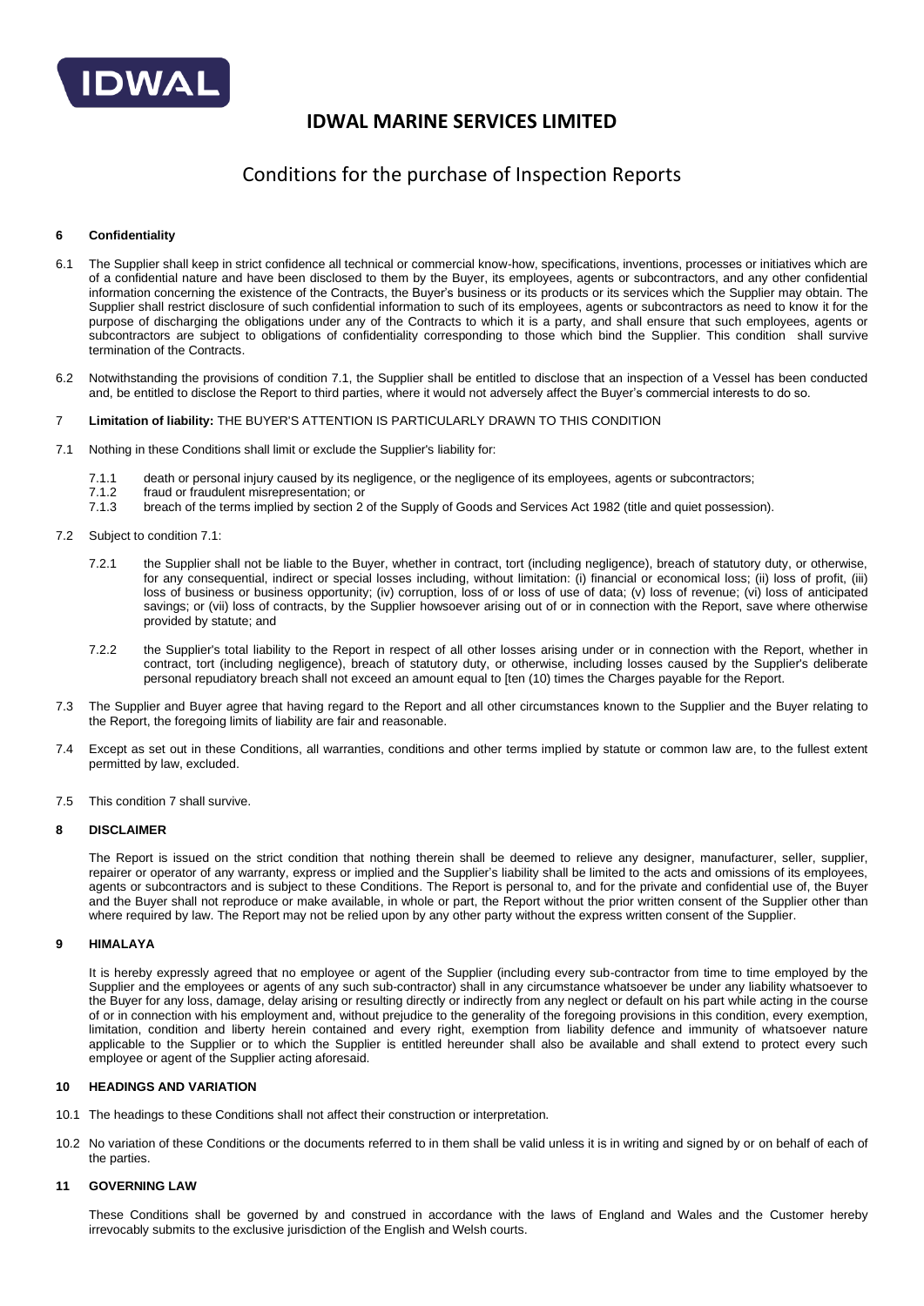# IDWAL MARINE SERVICES LIMITED

## Conditions for the purchase of Inspection Reports

**6 Confidentiality**

6.1 The Supplier shall keep in strict confidence all technical or commercial know-how, specifications, inventions, processes or initiatives which are of a confidential nature and have been disclosed to them by the Buyer, its employees, agents or subcontractors, and any other confidential information concerning the existence of the Contracts, the Buyer's business or its products or its services which the Supplier may obtain. The Supplier shall restrict disclosure of such confidential information to such of its employees, agents or subcontractors as need to know it for the purpose of discharging the obligations under any of the Contracts to which it is a party, and shall ensure that such employees, agents or subcontractors are subject to obligations of confidentiality corresponding to those which bind the Supplier. This condition shall survive termination of the Contracts.

6.2 Notwithstanding the provisions of condition 7.1, the Supplier shall be entitled to disclose that an inspection of a Vessel has been conducted and, be entitled to disclose the Report to third parties, where it would not adversely affect the Buyer's commercial interests to do so.

7 **Limitation of liability:** THE BUYER'S ATTENTION IS PARTICULARLY DRAWN TO THIS CONDITION

7.1 Nothing in these Conditions shall limit or exclude the Supplier's liability for:

- 7.1.1 death or personal injury caused by its negligence, or the negligence of its employees, agents or subcontractors;
- 7.1.2 fraud or fraudulent misrepresentation; or
- 7.1.3 breach of the terms implied by section 2 of the Supply of Goods and Services Act 1982 (title and quiet possession).

7.2 Subject to condition 7.1:

- 7.2.1 the Supplier shall not be liable to the Buyer, whether in contract, tort (including negligence), breach of statutory duty, or otherwise, for any consequential, indirect or special losses including, without limitation: (i) financial or economical loss; (ii) loss of profit, (iii) loss of business or business opportunity; (iv) corruption, loss of or loss of use of data; (v) loss of revenue; (vi) loss of anticipated savings; or (vii) loss of contracts, by the Supplier howsoever arising out of or in connection with the Report, save where otherwise provided by statute; and

- 7.2.2 the Supplier's total liability to the Report in respect of all other losses arising under or in connection with the Report, whether in contract, tort (including negligence), breach of statutory duty, or otherwise, including losses caused by the Supplier's deliberate personal repudiatory breach shall not exceed an amount equal to [ten (10) times the Charges payable for the Report.

7.3 The Supplier and Buyer agree that having regard to the Report and all other circumstances known to the Supplier and the Buyer relating to the Report, the foregoing limits of liability are fair and reasonable.

7.4 Except as set out in these Conditions, all warranties, conditions and other terms implied by statute or common law are, to the fullest extent permitted by law, excluded.

7.5 This condition 7 shall survive.

**8 DISCLAIMER**

The Report is issued on the strict condition that nothing therein shall be deemed to relieve any designer, manufacturer, seller, supplier, repairer or operator of any warranty, express or implied and the Supplier's liability shall be limited to the acts and omissions of its employees, agents or subcontractors and is subject to these Conditions. The Report is personal to, and for the private and confidential use of, the Buyer and the Buyer shall not reproduce or make available, in whole or part, the Report without the prior written consent of the Supplier other than where required by law. The Report may not be relied upon by any other party without the express written consent of the Supplier.

**9 HIMALAYA**

It is hereby expressly agreed that no employee or agent of the Supplier (including every sub-contractor from time to time employed by the Supplier and the employees or agents of any such sub-contractor) shall in any circumstance whatsoever be under any liability whatsoever to the Buyer for any loss, damage, delay arising or resulting directly or indirectly from any neglect or default on his part while acting in the course of or in connection with his employment and, without prejudice to the generality of the foregoing provisions in this condition, every exemption, limitation, condition and liberty herein contained and every right, exemption from liability defence and immunity of whatsoever nature applicable to the Supplier or to which the Supplier is entitled hereunder shall also be available and shall extend to protect every such employee or agent of the Supplier acting aforesaid.

**10 HEADINGS AND VARIATION**

10.1 The headings to these Conditions shall not affect their construction or interpretation.

10.2 No variation of these Conditions or the documents referred to in them shall be valid unless it is in writing and signed by or on behalf of each of the parties.

**11 GOVERNING LAW**

These Conditions shall be governed by and construed in accordance with the laws of England and Wales and the Customer hereby irrevocably submits to the exclusive jurisdiction of the English and Welsh courts.